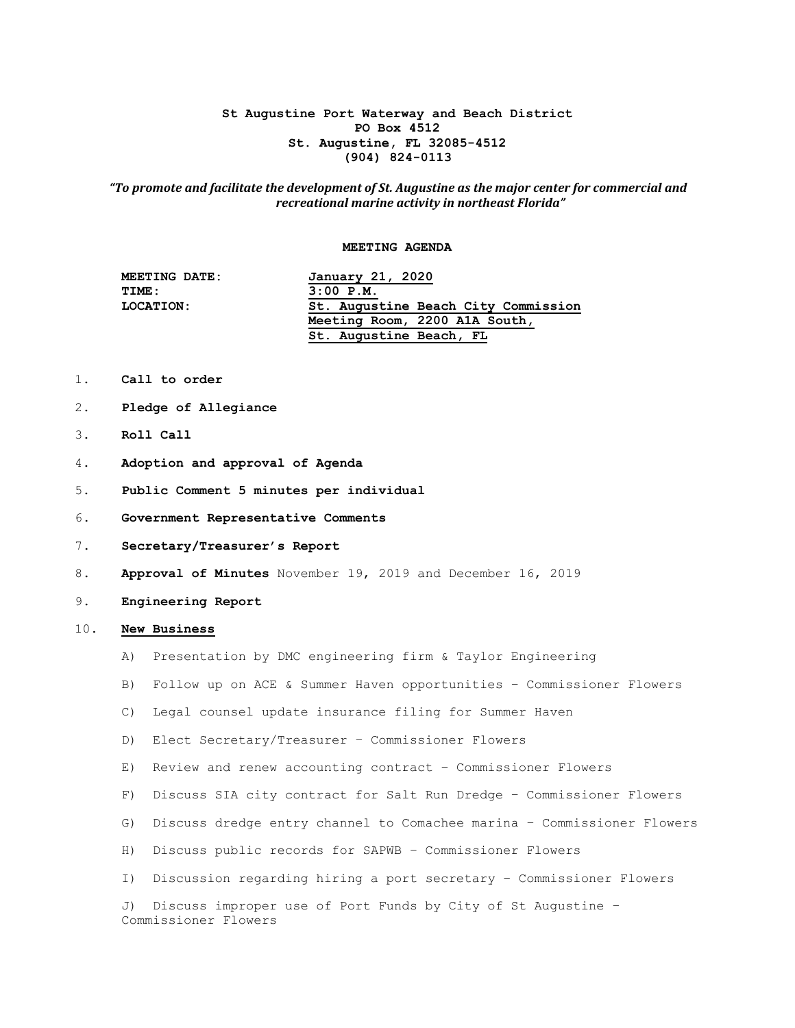**St Augustine Port Waterway and Beach District**
**PO Box 4512**
**St. Augustine, FL 32085-4512**
**(904) 824-0113**

***"To promote and facilitate the development of St. Augustine as the major center for commercial and recreational marine activity in northeast Florida"***

**MEETING AGENDA**

**MEETING DATE:** **January 21, 2020**
**TIME:** **3:00 P.M.**
**LOCATION:** **St. Augustine Beach City Commission Meeting Room, 2200 A1A South, St. Augustine Beach, FL**

1. **Call to order**
2. **Pledge of Allegiance**
3. **Roll Call**
4. **Adoption and approval of Agenda**
5. **Public Comment 5 minutes per individual**
6. **Government Representative Comments**
7. **Secretary/Treasurer's Report**
8. **Approval of Minutes** November 19, 2019 and December 16, 2019
9. **Engineering Report**
10. **New Business**

    A) Presentation by DMC engineering firm & Taylor Engineering

    B) Follow up on ACE & Summer Haven opportunities – Commissioner Flowers

    C) Legal counsel update insurance filing for Summer Haven

    D) Elect Secretary/Treasurer – Commissioner Flowers

    E) Review and renew accounting contract – Commissioner Flowers

    F) Discuss SIA city contract for Salt Run Dredge – Commissioner Flowers

    G) Discuss dredge entry channel to Comachee marina – Commissioner Flowers

    H) Discuss public records for SAPWB – Commissioner Flowers

    I) Discussion regarding hiring a port secretary – Commissioner Flowers

    J) Discuss improper use of Port Funds by City of St Augustine – Commissioner Flowers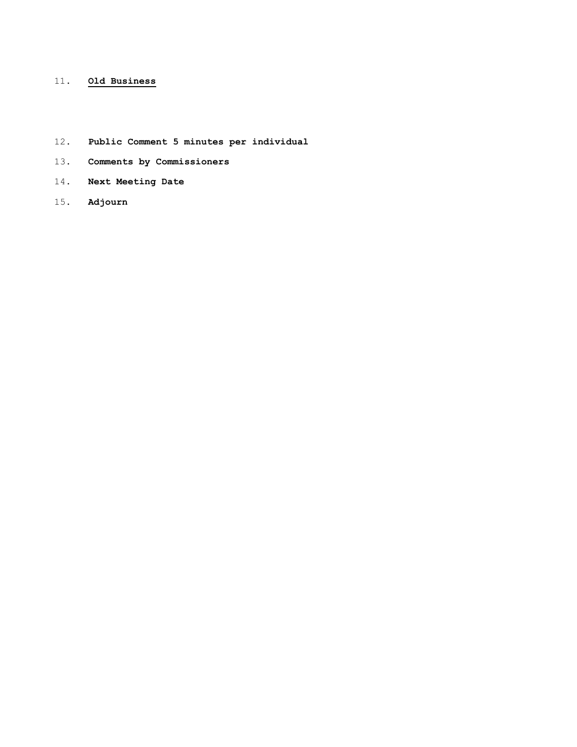11. **Old Business**

12. **Public Comment 5 minutes per individual**

13. **Comments by Commissioners**

14. **Next Meeting Date**

15. **Adjourn**